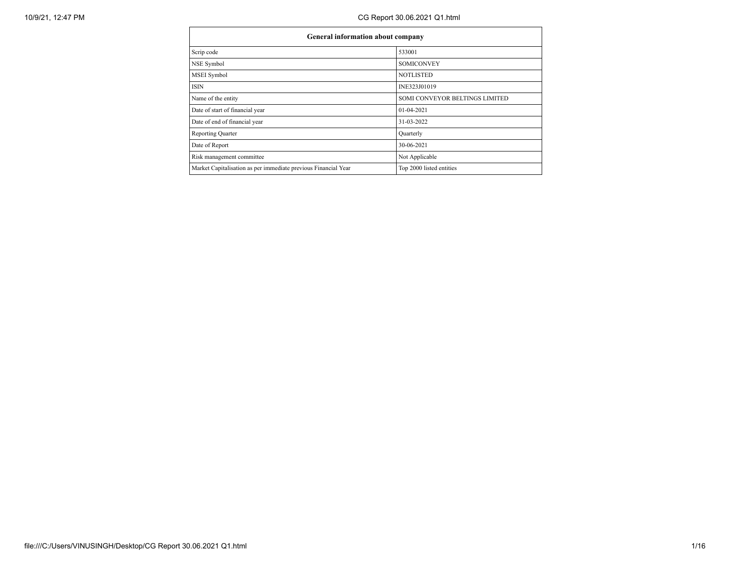| General information about company | |
|---|---|
| Scrip code | 533001 |
| NSE Symbol | SOMICONVEY |
| MSEI Symbol | NOTLISTED |
| ISIN | INE323J01019 |
| Name of the entity | SOMI CONVEYOR BELTINGS LIMITED |
| Date of start of financial year | 01-04-2021 |
| Date of end of financial year | 31-03-2022 |
| Reporting Quarter | Quarterly |
| Date of Report | 30-06-2021 |
| Risk management committee | Not Applicable |
| Market Capitalisation as per immediate previous Financial Year | Top 2000 listed entities |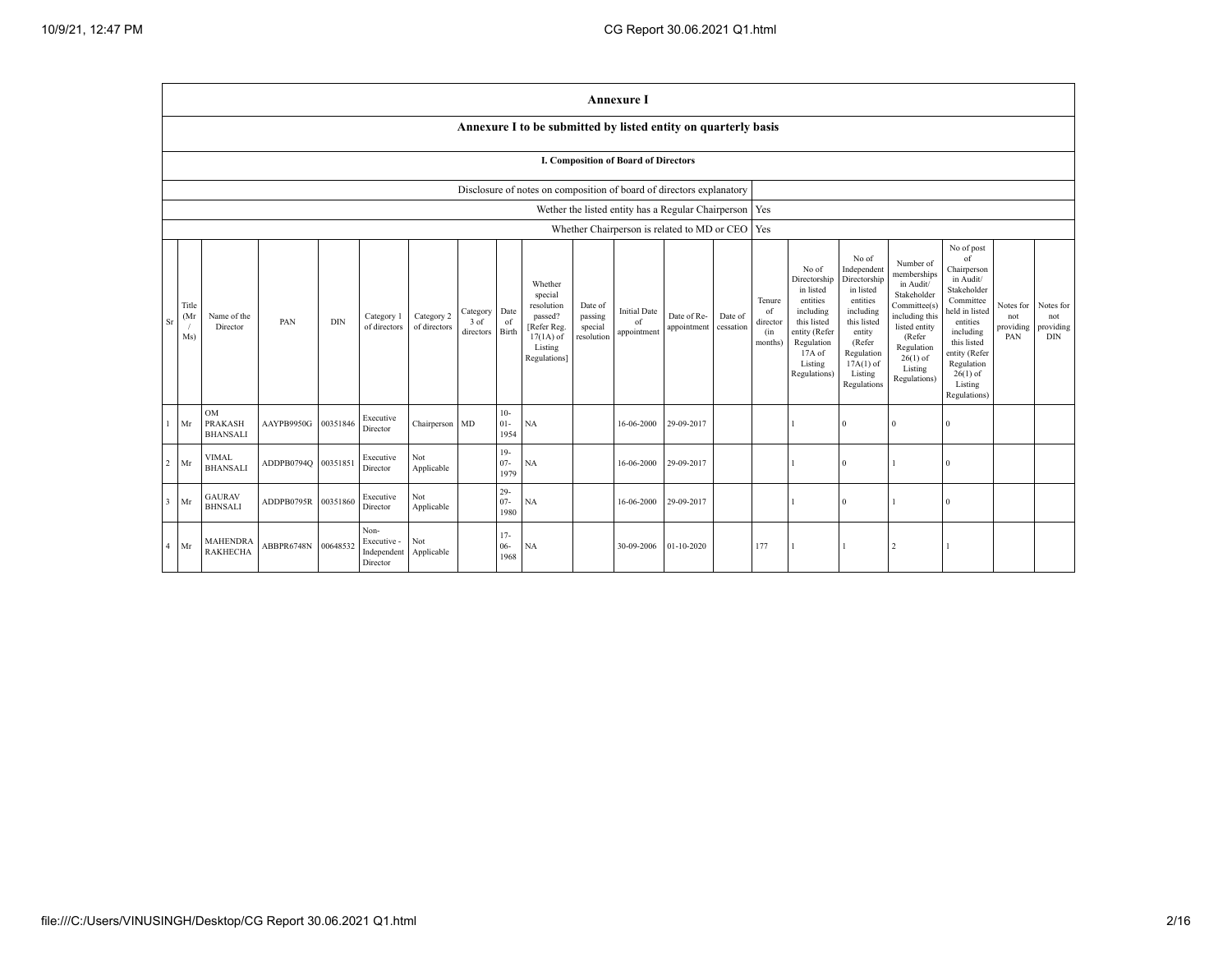# Annexure I

## Annexure I to be submitted by listed entity on quarterly basis

### I. Composition of Board of Directors

| | |
|---|---|
| Disclosure of notes on composition of board of directors explanatory | |
| Wether the listed entity has a Regular Chairperson | Yes |
| Whether Chairperson is related to MD or CEO | Yes |

| Sr | Title (Mr / Ms) | Name of the Director | PAN | DIN | Category 1 of directors | Category 2 of directors | Category 3 of directors | Date of Birth | Whether special resolution passed? [Refer Reg. 17(1A) of Listing Regulations] | Date of passing special resolution | Initial Date of appointment | Date of Re-appointment | Date of cessation | Tenure of director (in months) | No of Directorship in listed entities including this listed entity (Refer Regulation 17A of Listing Regulations) | No of Independent Directorship in listed entities including this listed entity (Refer Regulation 17A(1) of Listing Regulations | Number of memberships in Audit/ Stakeholder Committee(s) including this listed entity (Refer Regulation 26(1) of Listing Regulations) | No of post of Chairperson in Audit/ Stakeholder Committee held in listed entities including this listed entity (Refer Regulation 26(1) of Listing Regulations) | Notes for not providing PAN | Notes for not providing DIN |
|---|---|---|---|---|---|---|---|---|---|---|---|---|---|---|---|---|---|---|---|---|
| 1 | Mr | OM PRAKASH BHANSALI | AAYPB9950G | 00351846 | Executive Director | Chairperson | MD | 10-01-1954 | NA | | 16-06-2000 | 29-09-2017 | | | 1 | 0 | 0 | 0 | | |
| 2 | Mr | VIMAL BHANSALI | ADDPB0794Q | 00351851 | Executive Director | Not Applicable | | 19-07-1979 | NA | | 16-06-2000 | 29-09-2017 | | | 1 | 0 | 1 | 0 | | |
| 3 | Mr | GAURAV BHNSALI | ADDPB0795R | 00351860 | Executive Director | Not Applicable | | 29-07-1980 | NA | | 16-06-2000 | 29-09-2017 | | | 1 | 0 | 1 | 0 | | |
| 4 | Mr | MAHENDRA RAKHECHA | ABBPR6748N | 00648532 | Non-Executive - Independent Director | Not Applicable | | 17-06-1968 | NA | | 30-09-2006 | 01-10-2020 | | 177 | 1 | 1 | 2 | 1 | | |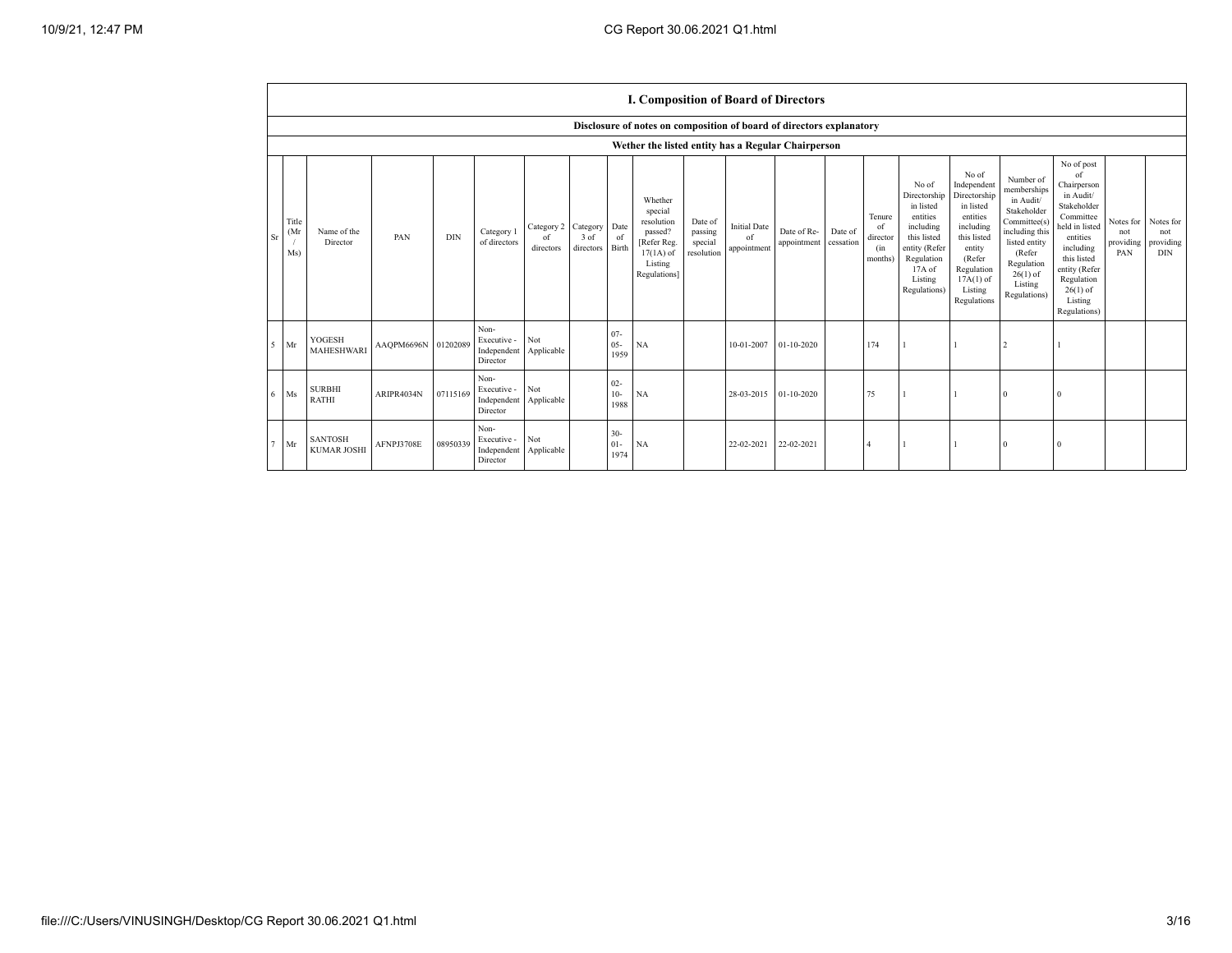| I. Composition of Board of Directors | | | | | | | | | | | | | | | | | | | | | |
|---|---|---|---|---|---|---|---|---|---|---|---|---|---|---|---|---|---|---|---|---|---|
| Disclosure of notes on composition of board of directors explanatory | | | | | | | | | | | | | | | | | | | | | |
| Wether the listed entity has a Regular Chairperson | | | | | | | | | | | | | | | | | | | | | |
| Sr | Title (Mr / Ms) | Name of the Director | PAN | DIN | Category 1 of directors | Category 2 of directors | Category 3 of directors | Date of Birth | Whether special resolution passed? [Refer Reg. 17(1A) of Listing Regulations] | Date of passing special resolution | Initial Date of appointment | Date of Re-appointment | Date of cessation | Tenure of director (in months) | No of Directorship in listed entities including this listed entity (Refer Regulation 17A of Listing Regulations) | No of Independent Directorship in listed entities including this listed entity (Refer Regulation 17A(1) of Listing Regulations | Number of memberships in Audit/ Stakeholder Committee(s) including this listed entity (Refer Regulation 26(1) of Listing Regulations) | No of post of Chairperson in Audit/ Stakeholder Committee held in listed entities including this listed entity (Refer Regulation 26(1) of Listing Regulations) | Notes for not providing PAN | Notes for not providing DIN |
| 5 | Mr | YOGESH MAHESHWARI | AAQPM6696N | 01202089 | Non-Executive - Independent Director | Not Applicable | | 07-05-1959 | NA | | 10-01-2007 | 01-10-2020 | | 174 | 1 | 1 | 2 | 1 | | |
| 6 | Ms | SURBHI RATHI | ARIPR4034N | 07115169 | Non-Executive - Independent Director | Not Applicable | | 02-10-1988 | NA | | 28-03-2015 | 01-10-2020 | | 75 | 1 | 1 | 0 | 0 | | |
| 7 | Mr | SANTOSH KUMAR JOSHI | AFNPJ3708E | 08950339 | Non-Executive - Independent Director | Not Applicable | | 30-01-1974 | NA | | 22-02-2021 | 22-02-2021 | | 4 | 1 | 1 | 0 | 0 | | |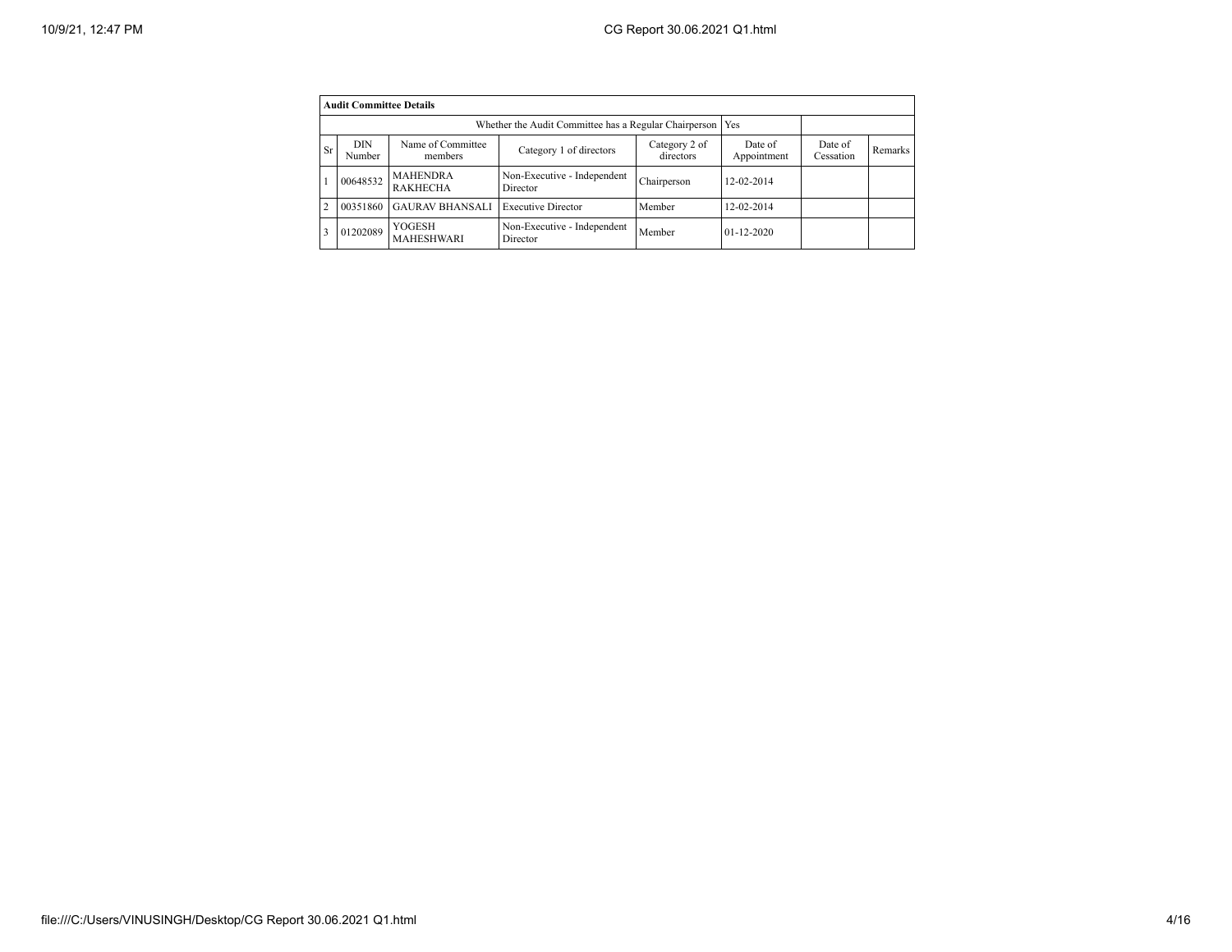| Audit Committee Details | | | | | | | |
|---|---|---|---|---|---|---|---|
| Whether the Audit Committee has a Regular Chairperson | | | | | Yes | | |
| Sr | DIN Number | Name of Committee members | Category 1 of directors | Category 2 of directors | Date of Appointment | Date of Cessation | Remarks |
| 1 | 00648532 | MAHENDRA RAKHECHA | Non-Executive - Independent Director | Chairperson | 12-02-2014 | | |
| 2 | 00351860 | GAURAV BHANSALI | Executive Director | Member | 12-02-2014 | | |
| 3 | 01202089 | YOGESH MAHESHWARI | Non-Executive - Independent Director | Member | 01-12-2020 | | |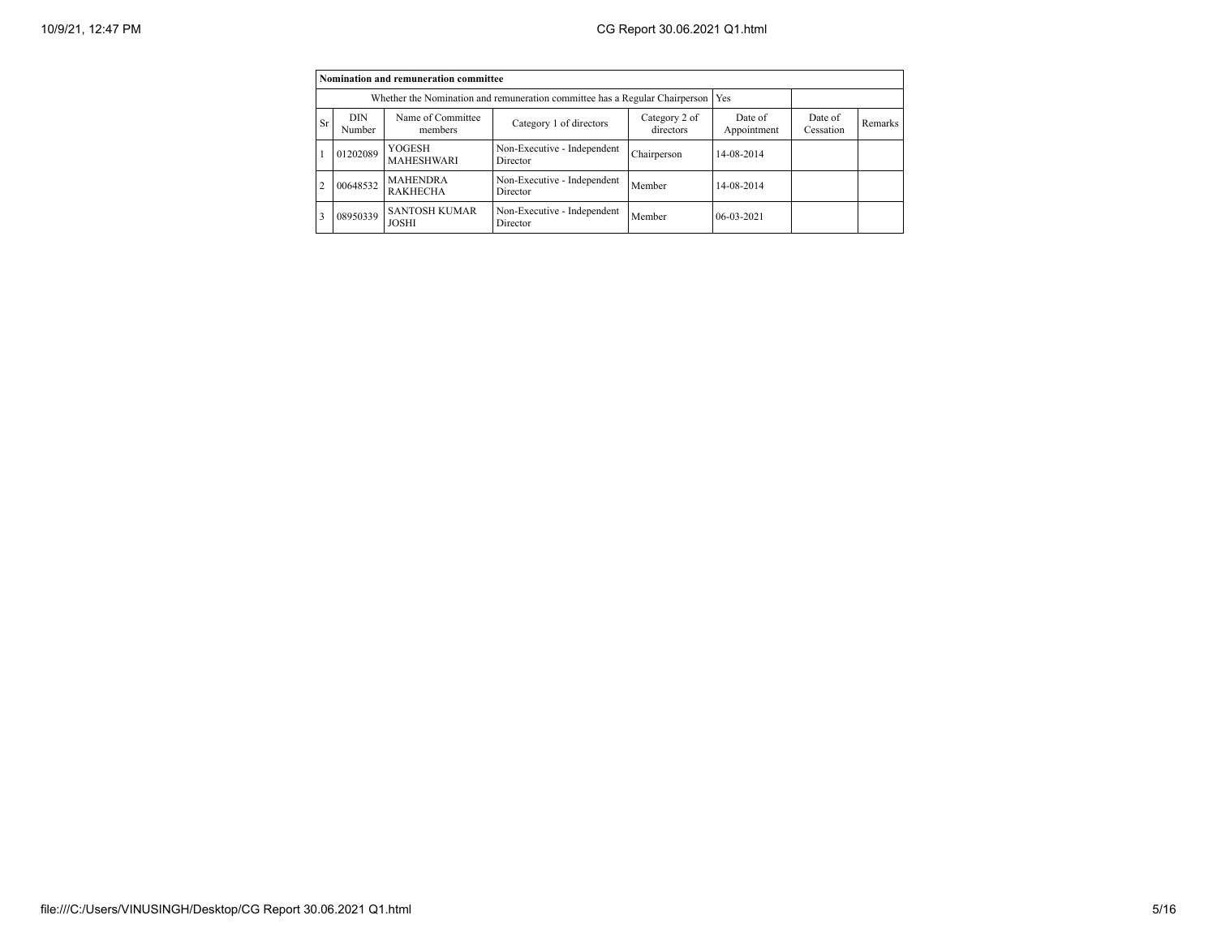| Nomination and remuneration committee | | | | | | | |
|---|---|---|---|---|---|---|---|
| Whether the Nomination and remuneration committee has a Regular Chairperson | | | | | Yes | | |
| Sr | DIN Number | Name of Committee members | Category 1 of directors | Category 2 of directors | Date of Appointment | Date of Cessation | Remarks |
| 1 | 01202089 | YOGESH MAHESHWARI | Non-Executive - Independent Director | Chairperson | 14-08-2014 | | |
| 2 | 00648532 | MAHENDRA RAKHECHA | Non-Executive - Independent Director | Member | 14-08-2014 | | |
| 3 | 08950339 | SANTOSH KUMAR JOSHI | Non-Executive - Independent Director | Member | 06-03-2021 | | |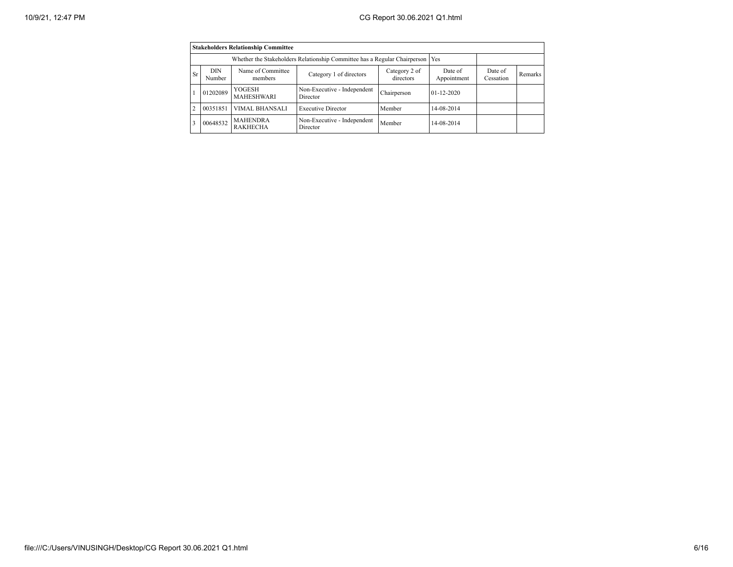| Stakeholders Relationship Committee | | | | | | | |
|---|---|---|---|---|---|---|---|
| Whether the Stakeholders Relationship Committee has a Regular Chairperson | | | | | Yes | | |
| Sr | DIN Number | Name of Committee members | Category 1 of directors | Category 2 of directors | Date of Appointment | Date of Cessation | Remarks |
| 1 | 01202089 | YOGESH MAHESHWARI | Non-Executive - Independent Director | Chairperson | 01-12-2020 | | |
| 2 | 00351851 | VIMAL BHANSALI | Executive Director | Member | 14-08-2014 | | |
| 3 | 00648532 | MAHENDRA RAKHECHA | Non-Executive - Independent Director | Member | 14-08-2014 | | |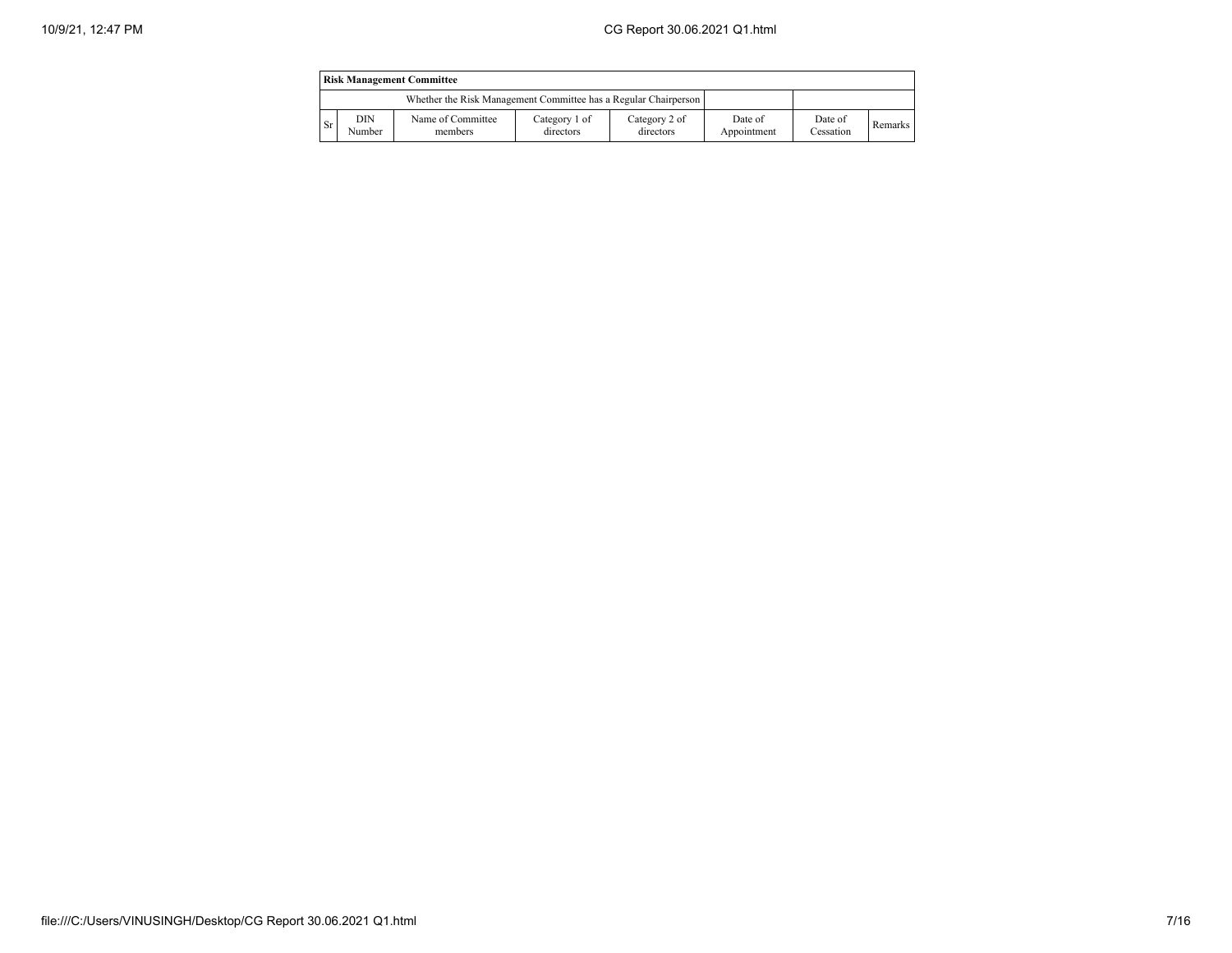| Risk Management Committee | | | | | | | |
|---|---|---|---|---|---|---|---|
| Whether the Risk Management Committee has a Regular Chairperson | | | | | | | |
| Sr | DIN Number | Name of Committee members | Category 1 of directors | Category 2 of directors | Date of Appointment | Date of Cessation | Remarks |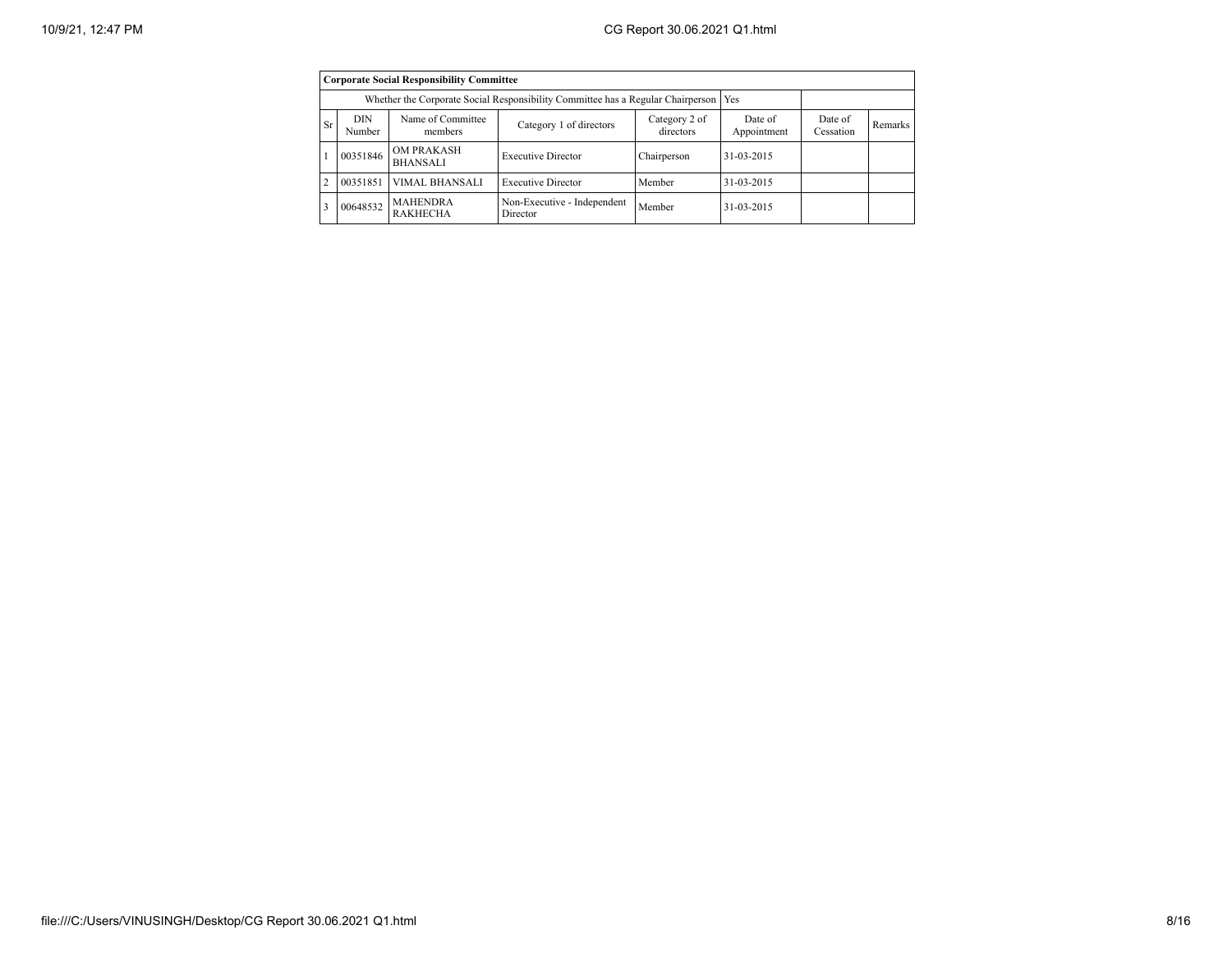| Corporate Social Responsibility Committee | | | | | | | |
|---|---|---|---|---|---|---|---|
| Whether the Corporate Social Responsibility Committee has a Regular Chairperson | | | | | Yes | | |
| Sr | DIN Number | Name of Committee members | Category 1 of directors | Category 2 of directors | Date of Appointment | Date of Cessation | Remarks |
| 1 | 00351846 | OM PRAKASH BHANSALI | Executive Director | Chairperson | 31-03-2015 | | |
| 2 | 00351851 | VIMAL BHANSALI | Executive Director | Member | 31-03-2015 | | |
| 3 | 00648532 | MAHENDRA RAKHECHA | Non-Executive - Independent Director | Member | 31-03-2015 | | |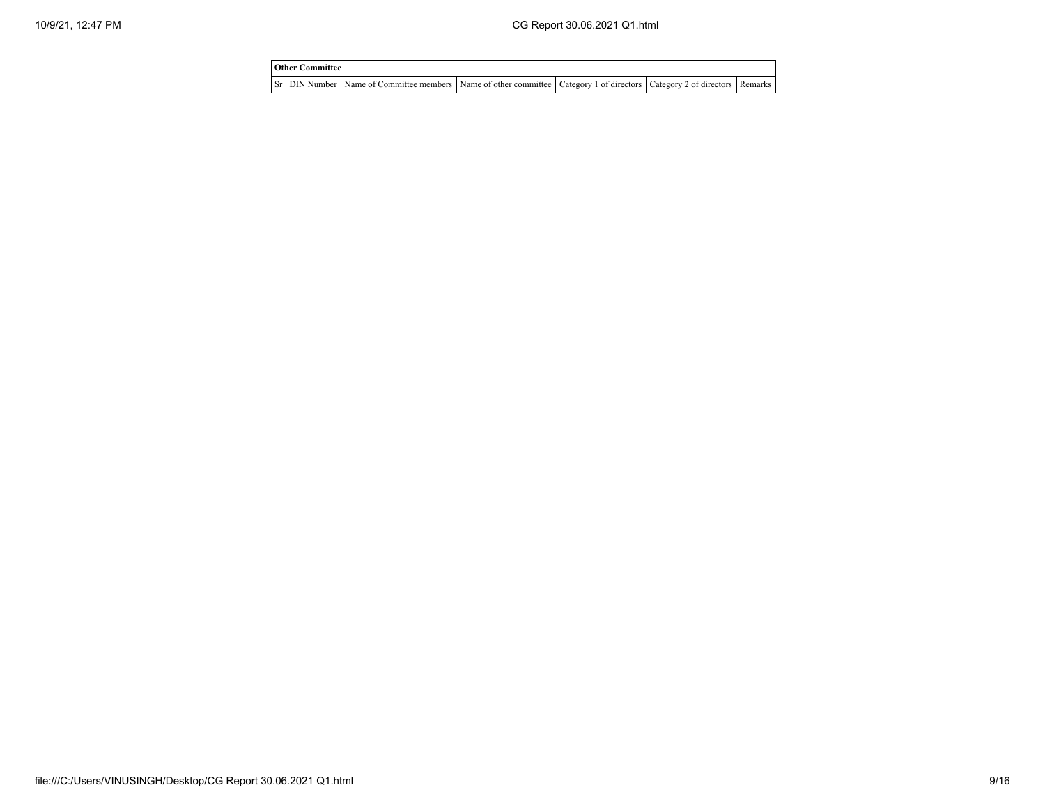| Other Committee | | | | | | |
|---|---|---|---|---|---|---|
| Sr | DIN Number | Name of Committee members | Name of other committee | Category 1 of directors | Category 2 of directors | Remarks |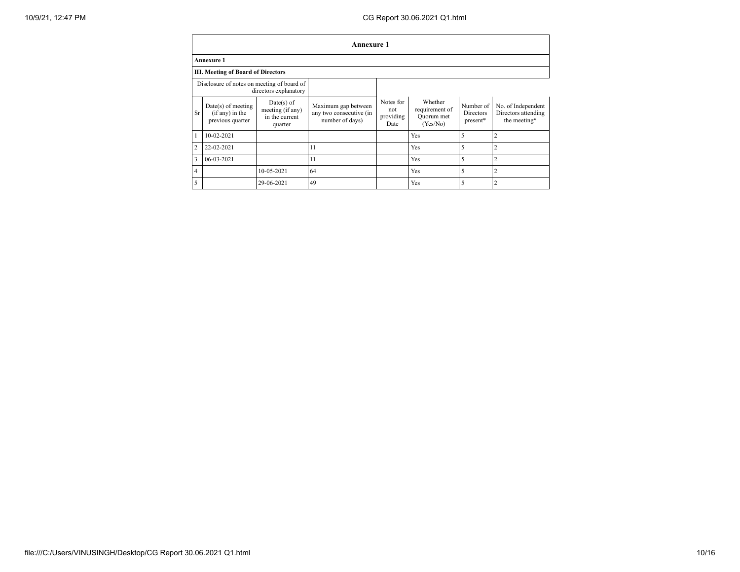# Annexure 1

**Annexure 1**

**III. Meeting of Board of Directors**

| Disclosure of notes on meeting of board of directors explanatory | | | | | | | |
|---|---|---|---|---|---|---|---|
| Sr | Date(s) of meeting (if any) in the previous quarter | Date(s) of meeting (if any) in the current quarter | Maximum gap between any two consecutive (in number of days) | Notes for not providing Date | Whether requirement of Quorum met (Yes/No) | Number of Directors present* | No. of Independent Directors attending the meeting* |
| 1 | 10-02-2021 | | | | Yes | 5 | 2 |
| 2 | 22-02-2021 | | 11 | | Yes | 5 | 2 |
| 3 | 06-03-2021 | | 11 | | Yes | 5 | 2 |
| 4 | | 10-05-2021 | 64 | | Yes | 5 | 2 |
| 5 | | 29-06-2021 | 49 | | Yes | 5 | 2 |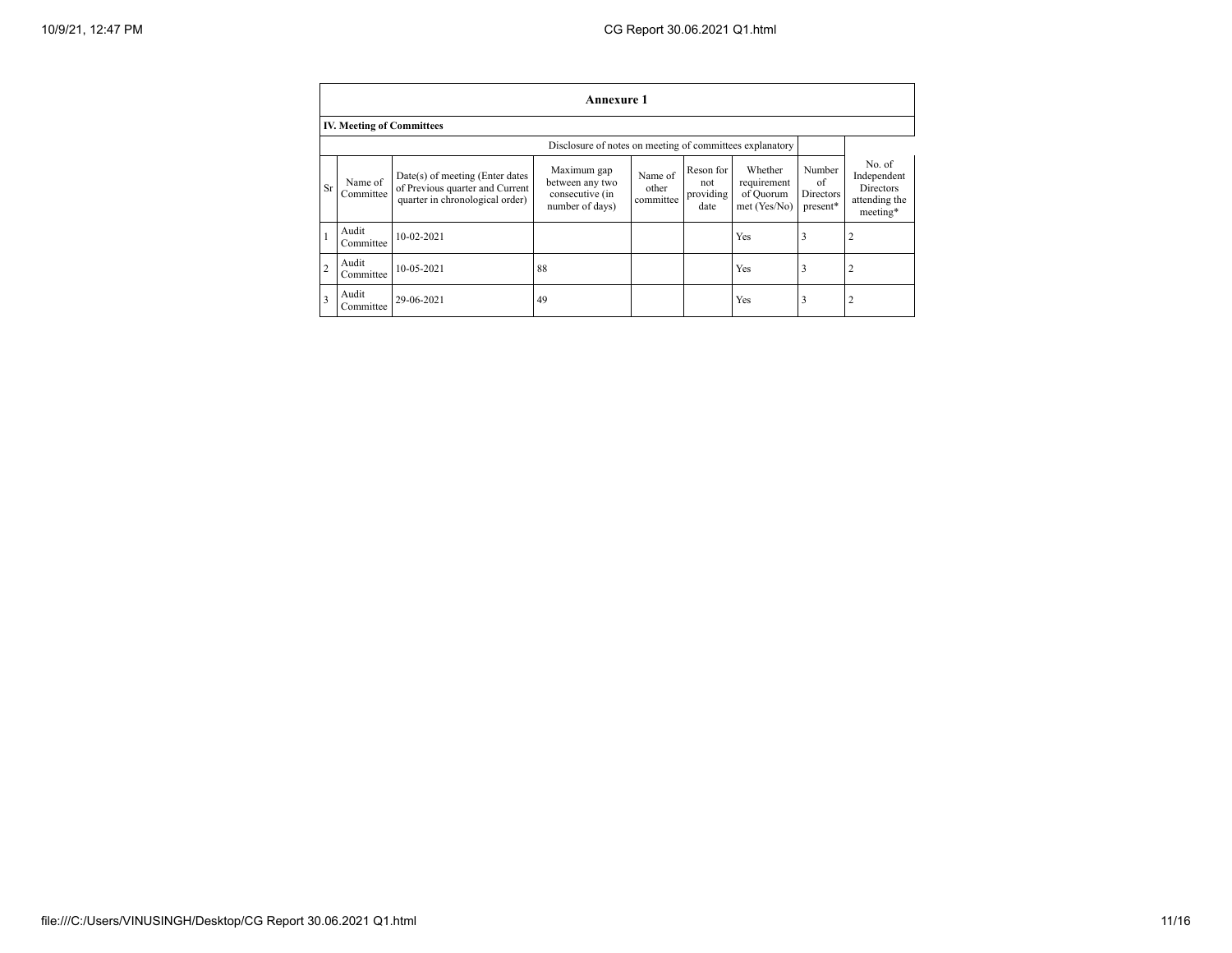## Annexure 1

### IV. Meeting of Committees

Disclosure of notes on meeting of committees explanatory

| Sr | Name of Committee | Date(s) of meeting (Enter dates of Previous quarter and Current quarter in chronological order) | Maximum gap between any two consecutive (in number of days) | Name of other committee | Reson for not providing date | Whether requirement of Quorum met (Yes/No) | Number of Directors present* | No. of Independent Directors attending the meeting* |
|---|---|---|---|---|---|---|---|---|
| 1 | Audit Committee | 10-02-2021 | | | | Yes | 3 | 2 |
| 2 | Audit Committee | 10-05-2021 | 88 | | | Yes | 3 | 2 |
| 3 | Audit Committee | 29-06-2021 | 49 | | | Yes | 3 | 2 |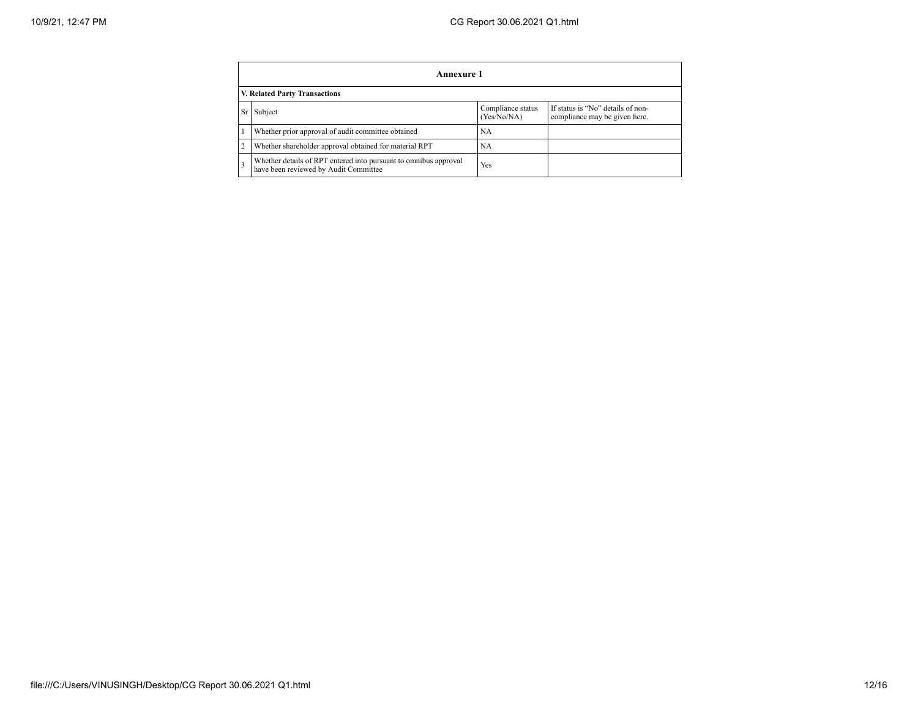## Annexure 1

### V. Related Party Transactions

| Sr | Subject | Compliance status (Yes/No/NA) | If status is "No" details of non-compliance may be given here. |
|---|---|---|---|
| 1 | Whether prior approval of audit committee obtained | NA | |
| 2 | Whether shareholder approval obtained for material RPT | NA | |
| 3 | Whether details of RPT entered into pursuant to omnibus approval have been reviewed by Audit Committee | Yes | |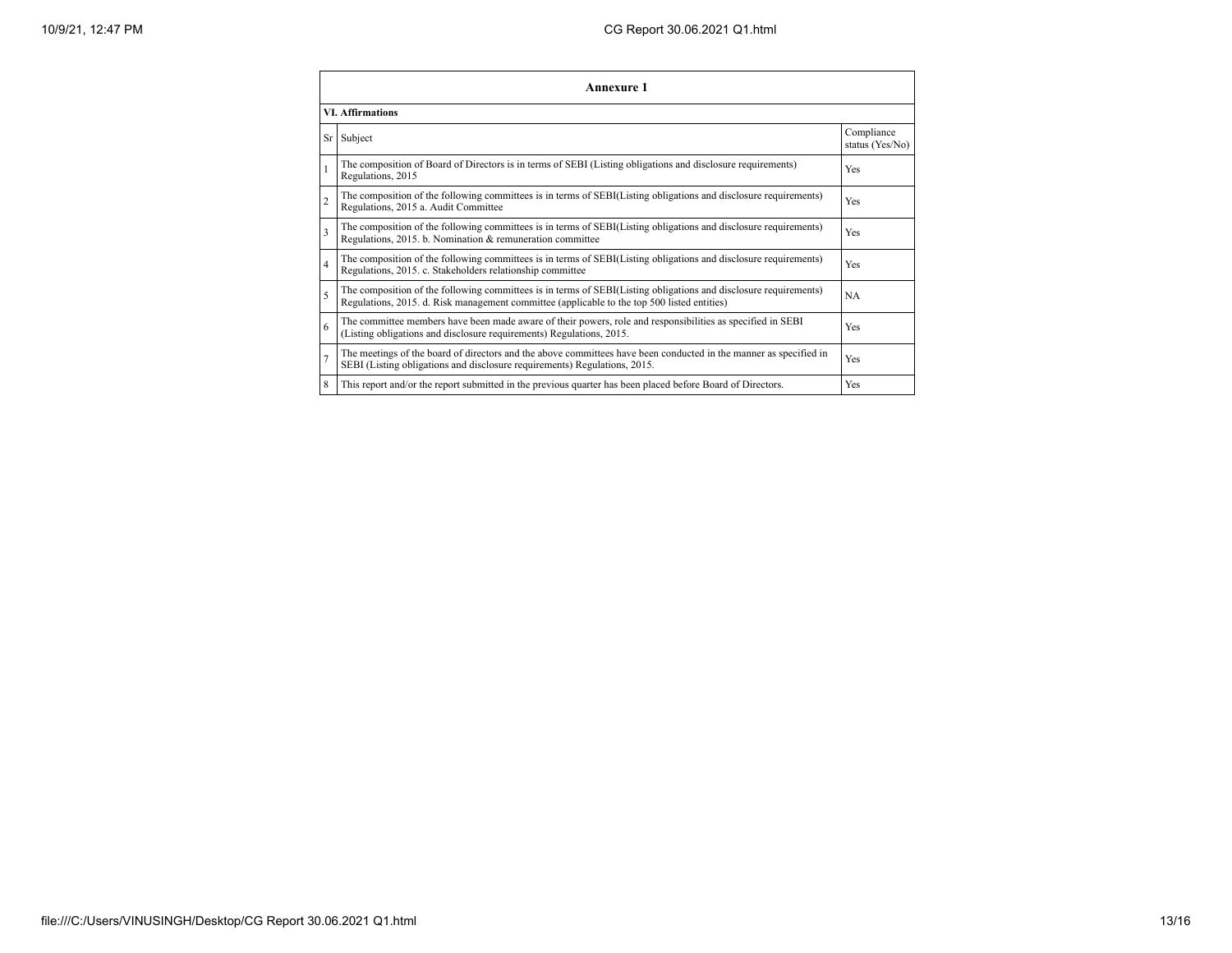| Annexure 1 | | |
|---|---|---|
| **VI. Affirmations** | | |
| Sr | Subject | Compliance status (Yes/No) |
| 1 | The composition of Board of Directors is in terms of SEBI (Listing obligations and disclosure requirements) Regulations, 2015 | Yes |
| 2 | The composition of the following committees is in terms of SEBI(Listing obligations and disclosure requirements) Regulations, 2015 a. Audit Committee | Yes |
| 3 | The composition of the following committees is in terms of SEBI(Listing obligations and disclosure requirements) Regulations, 2015. b. Nomination & remuneration committee | Yes |
| 4 | The composition of the following committees is in terms of SEBI(Listing obligations and disclosure requirements) Regulations, 2015. c. Stakeholders relationship committee | Yes |
| 5 | The composition of the following committees is in terms of SEBI(Listing obligations and disclosure requirements) Regulations, 2015. d. Risk management committee (applicable to the top 500 listed entities) | NA |
| 6 | The committee members have been made aware of their powers, role and responsibilities as specified in SEBI (Listing obligations and disclosure requirements) Regulations, 2015. | Yes |
| 7 | The meetings of the board of directors and the above committees have been conducted in the manner as specified in SEBI (Listing obligations and disclosure requirements) Regulations, 2015. | Yes |
| 8 | This report and/or the report submitted in the previous quarter has been placed before Board of Directors. | Yes |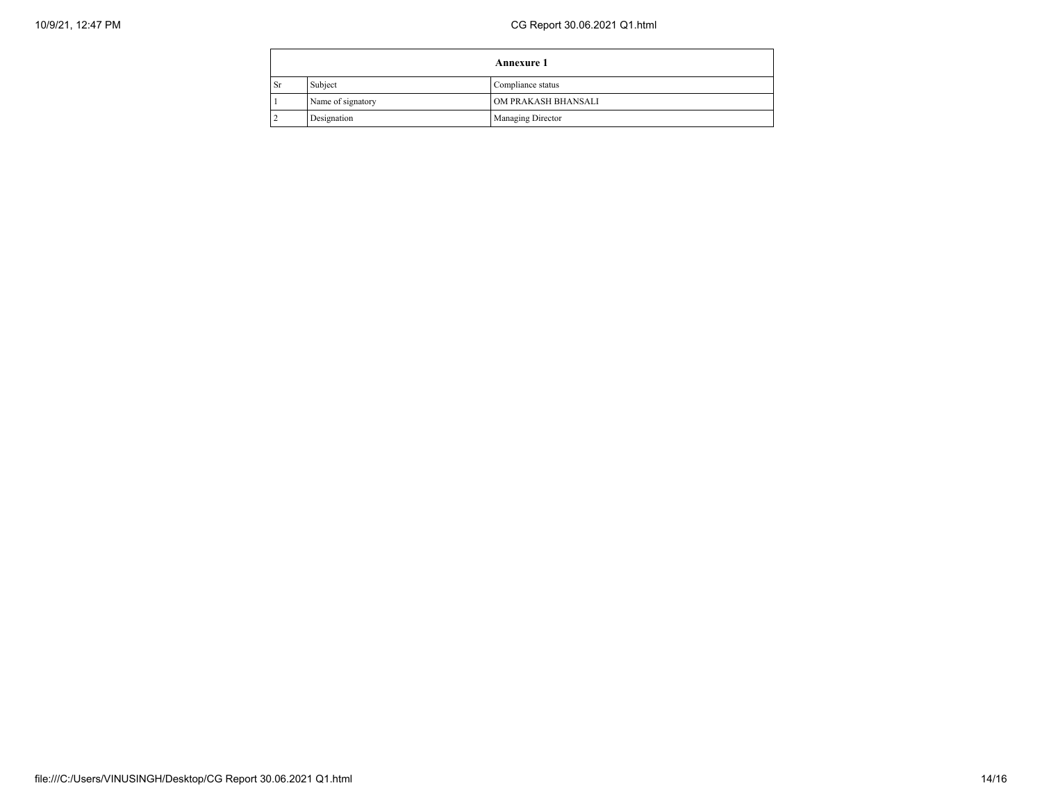| Annexure 1 | | |
|---|---|---|
| Sr | Subject | Compliance status |
| 1 | Name of signatory | OM PRAKASH BHANSALI |
| 2 | Designation | Managing Director |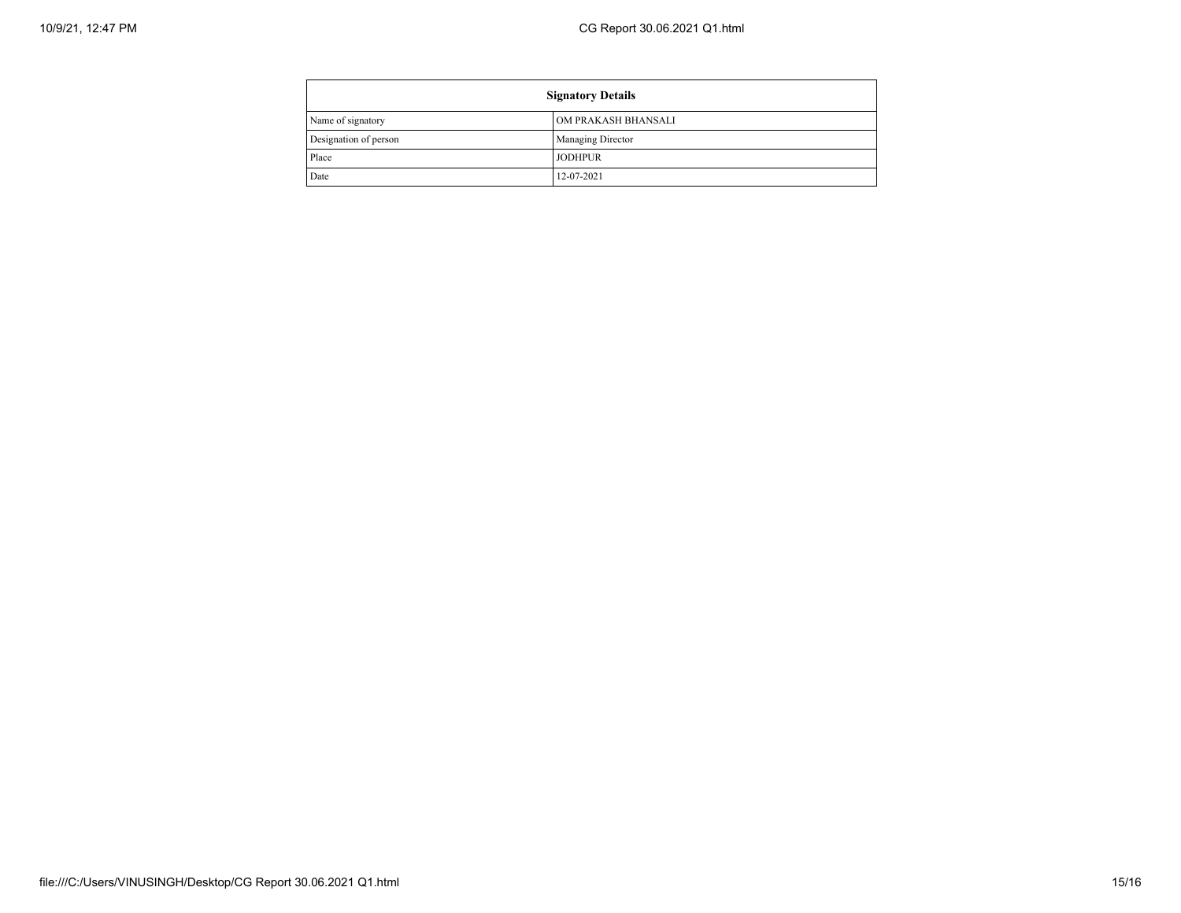| Signatory Details | |
|---|---|
| Name of signatory | OM PRAKASH BHANSALI |
| Designation of person | Managing Director |
| Place | JODHPUR |
| Date | 12-07-2021 |